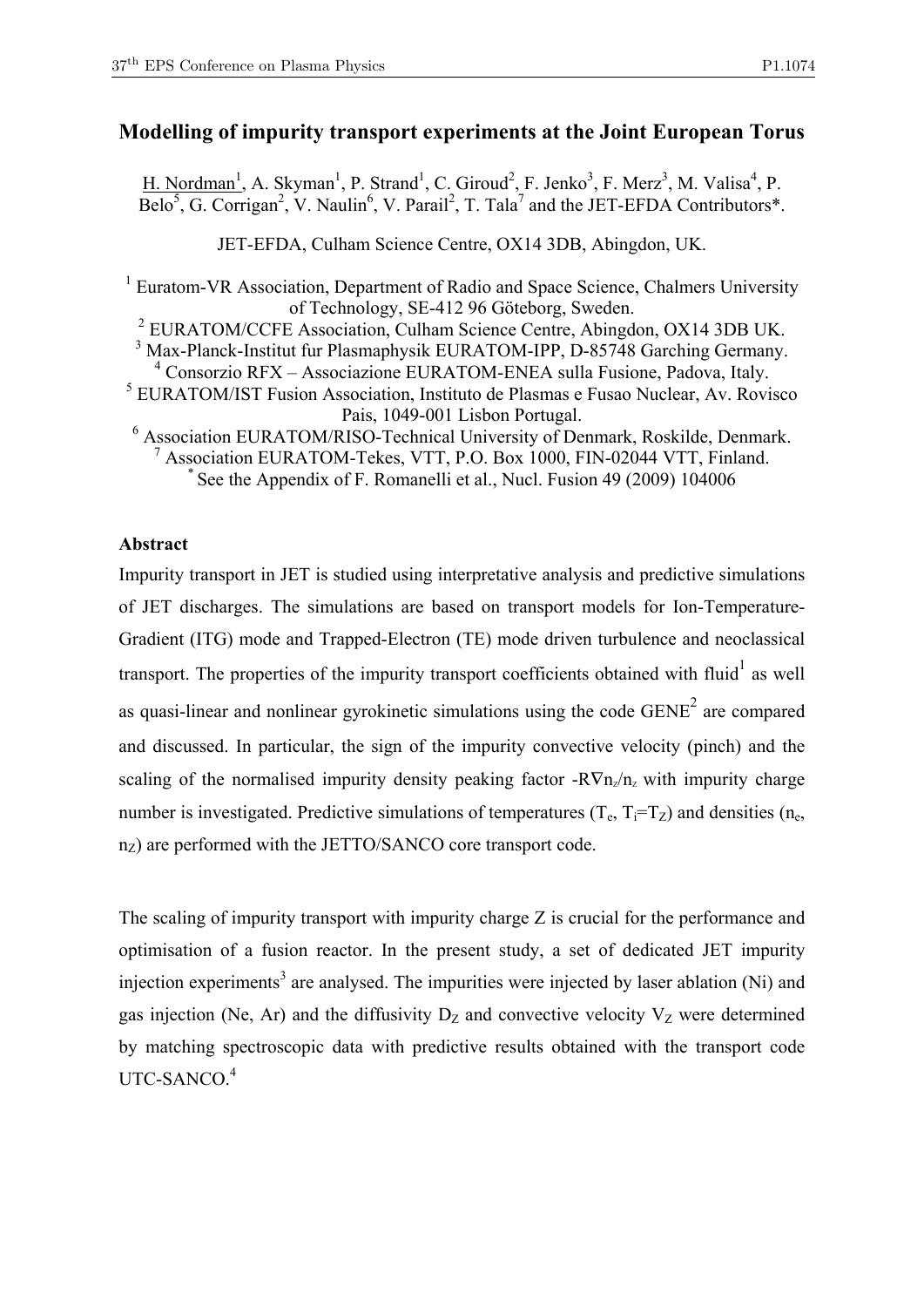# Modelling of impurity transport experiments at the Joint European Torus

H. Nordman[1], A. Skyman[1], P. Strand[1], C. Giroud[2], F. Jenko[3], F. Merz[3], M. Valisa[4], P. Belo[5], G. Corrigan[2], V. Naulin[6], V. Parail[2], T. Tala[7] and the JET-EFDA Contributors*.

JET-EFDA, Culham Science Centre, OX14 3DB, Abingdon, UK.

[1] Euratom-VR Association, Department of Radio and Space Science, Chalmers University of Technology, SE-412 96 Göteborg, Sweden.
[2] EURATOM/CCFE Association, Culham Science Centre, Abingdon, OX14 3DB UK.
[3] Max-Planck-Institut fur Plasmaphysik EURATOM-IPP, D-85748 Garching Germany.
[4] Consorzio RFX – Associazione EURATOM-ENEA sulla Fusione, Padova, Italy.
[5] EURATOM/IST Fusion Association, Instituto de Plasmas e Fusao Nuclear, Av. Rovisco Pais, 1049-001 Lisbon Portugal.
[6] Association EURATOM/RISO-Technical University of Denmark, Roskilde, Denmark.
[7] Association EURATOM-Tekes, VTT, P.O. Box 1000, FIN-02044 VTT, Finland.
[*] See the Appendix of F. Romanelli et al., Nucl. Fusion 49 (2009) 104006

**Abstract**

Impurity transport in JET is studied using interpretative analysis and predictive simulations of JET discharges. The simulations are based on transport models for Ion-Temperature-Gradient (ITG) mode and Trapped-Electron (TE) mode driven turbulence and neoclassical transport. The properties of the impurity transport coefficients obtained with fluid[1] as well as quasi-linear and nonlinear gyrokinetic simulations using the code GENE[2] are compared and discussed. In particular, the sign of the impurity convective velocity (pinch) and the scaling of the normalised impurity density peaking factor $-R\nabla n_z/n_z$ with impurity charge number is investigated. Predictive simulations of temperatures ($T_e$, $T_i$=$T_Z$) and densities ($n_e$, $n_Z$) are performed with the JETTO/SANCO core transport code.

The scaling of impurity transport with impurity charge Z is crucial for the performance and optimisation of a fusion reactor. In the present study, a set of dedicated JET impurity injection experiments[3] are analysed. The impurities were injected by laser ablation (Ni) and gas injection (Ne, Ar) and the diffusivity $D_Z$ and convective velocity $V_Z$ were determined by matching spectroscopic data with predictive results obtained with the transport code UTC-SANCO.[4]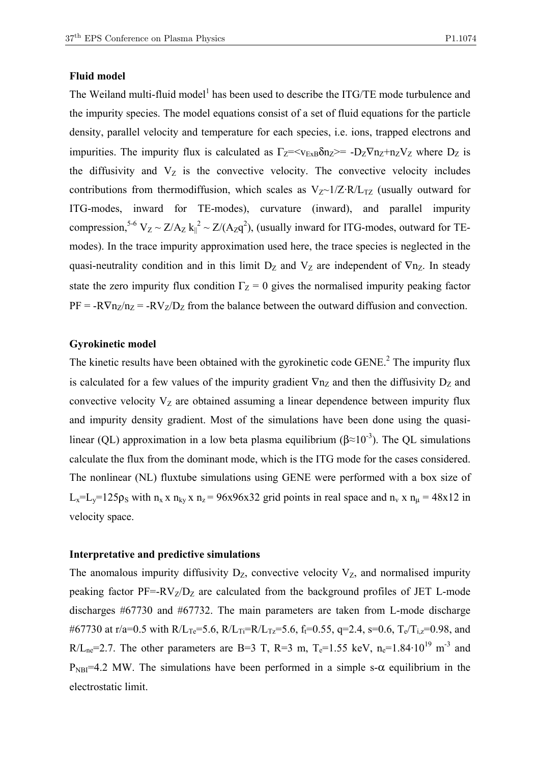### Fluid model

The Weiland multi-fluid model[1] has been used to describe the ITG/TE mode turbulence and the impurity species. The model equations consist of a set of fluid equations for the particle density, parallel velocity and temperature for each species, i.e. ions, trapped electrons and impurities. The impurity flux is calculated as $\Gamma_Z=\langle v_{ExB}\delta n_Z\rangle= -D_Z\nabla n_Z+n_Z V_Z$ where $D_Z$ is the diffusivity and $V_Z$ is the convective velocity. The convective velocity includes contributions from thermodiffusion, which scales as $V_Z\sim 1/Z\cdot R/L_{TZ}$ (usually outward for ITG-modes, inward for TE-modes), curvature (inward), and parallel impurity compression,[5-6] $V_Z \sim Z/A_Z\, k_{\parallel}^2 \sim Z/(A_Z q^2)$, (usually inward for ITG-modes, outward for TE-modes). In the trace impurity approximation used here, the trace species is neglected in the quasi-neutrality condition and in this limit $D_Z$ and $V_Z$ are independent of $\nabla n_Z$. In steady state the zero impurity flux condition $\Gamma_Z = 0$ gives the normalised impurity peaking factor $PF = -R\nabla n_Z/n_Z = -RV_Z/D_Z$ from the balance between the outward diffusion and convection.

### Gyrokinetic model

The kinetic results have been obtained with the gyrokinetic code GENE.[2] The impurity flux is calculated for a few values of the impurity gradient $\nabla n_Z$ and then the diffusivity $D_Z$ and convective velocity $V_Z$ are obtained assuming a linear dependence between impurity flux and impurity density gradient. Most of the simulations have been done using the quasi-linear (QL) approximation in a low beta plasma equilibrium ($\beta\approx 10^{-3}$). The QL simulations calculate the flux from the dominant mode, which is the ITG mode for the cases considered. The nonlinear (NL) fluxtube simulations using GENE were performed with a box size of $L_x=L_y=125\rho_S$ with $n_x \times n_{ky} \times n_z = 96\text{x}96\text{x}32$ grid points in real space and $n_v \times n_\mu = 48\text{x}12$ in velocity space.

### Interpretative and predictive simulations

The anomalous impurity diffusivity $D_Z$, convective velocity $V_Z$, and normalised impurity peaking factor $PF=-RV_Z/D_Z$ are calculated from the background profiles of JET L-mode discharges #67730 and #67732. The main parameters are taken from L-mode discharge #67730 at r/a=0.5 with $R/L_{Te}=5.6$, $R/L_{Ti}=R/L_{Tz}=5.6$, $f_t=0.55$, $q=2.4$, $s=0.6$, $T_e/T_{i,z}=0.98$, and $R/L_{ne}=2.7$. The other parameters are $B=3$ T, $R=3$ m, $T_e=1.55$ keV, $n_e=1.84\cdot 10^{19}$ m$^{-3}$ and $P_{NBI}=4.2$ MW. The simulations have been performed in a simple s-$\alpha$ equilibrium in the electrostatic limit.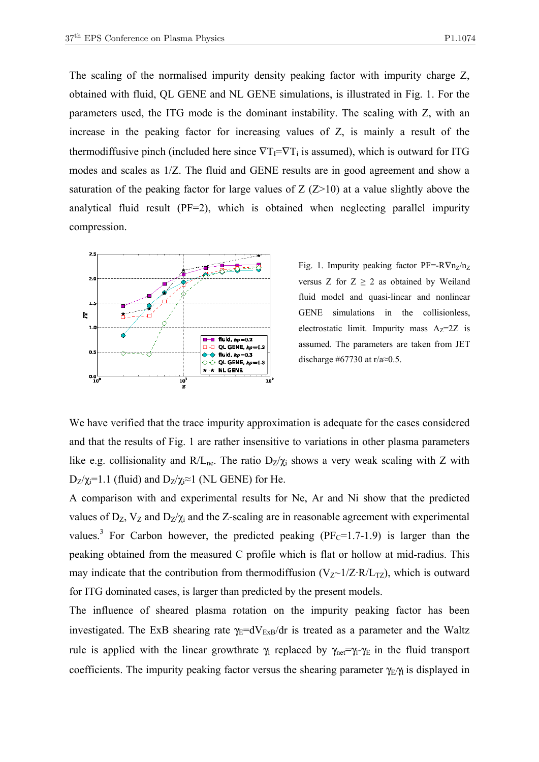The scaling of the normalised impurity density peaking factor with impurity charge Z, obtained with fluid, QL GENE and NL GENE simulations, is illustrated in Fig. 1. For the parameters used, the ITG mode is the dominant instability. The scaling with Z, with an increase in the peaking factor for increasing values of Z, is mainly a result of the thermodiffusive pinch (included here since $\nabla T_I = \nabla T_i$ is assumed), which is outward for ITG modes and scales as 1/Z. The fluid and GENE results are in good agreement and show a saturation of the peaking factor for large values of Z (Z>10) at a value slightly above the analytical fluid result (PF=2), which is obtained when neglecting parallel impurity compression.

2.5
2.0
1.5
1.0
0.5
0.0
PF
$10^0$
$10^1$
$10^2$
Z
fluid, $k\rho$=0.2
QL GENE, $k\rho$=0.2
fluid, $k\rho$=0.3
QL GENE, $k\rho$=0.3
NL GENE

Fig. 1. Impurity peaking factor $PF = -R\nabla n_Z / n_Z$ versus Z for Z ≥ 2 as obtained by Weiland fluid model and quasi-linear and nonlinear GENE simulations in the collisionless, electrostatic limit. Impurity mass $A_Z = 2Z$ is assumed. The parameters are taken from JET discharge #67730 at r/a≈0.5.

We have verified that the trace impurity approximation is adequate for the cases considered and that the results of Fig. 1 are rather insensitive to variations in other plasma parameters like e.g. collisionality and $R/L_{ne}$. The ratio $D_Z/\chi_i$ shows a very weak scaling with Z with $D_Z/\chi_i = 1.1$ (fluid) and $D_Z/\chi_i \approx 1$ (NL GENE) for He.

A comparison with and experimental results for Ne, Ar and Ni show that the predicted values of $D_Z$, $V_Z$ and $D_Z/\chi_i$ and the Z-scaling are in reasonable agreement with experimental values.[3] For Carbon however, the predicted peaking ($PF_C$=1.7-1.9) is larger than the peaking obtained from the measured C profile which is flat or hollow at mid-radius. This may indicate that the contribution from thermodiffusion ($V_Z \sim 1/Z \cdot R/L_{TZ}$), which is outward for ITG dominated cases, is larger than predicted by the present models.

The influence of sheared plasma rotation on the impurity peaking factor has been investigated. The ExB shearing rate $\gamma_E = dV_{ExB}/dr$ is treated as a parameter and the Waltz rule is applied with the linear growthrate $\gamma_l$ replaced by $\gamma_{net} = \gamma_l - \gamma_E$ in the fluid transport coefficients. The impurity peaking factor versus the shearing parameter $\gamma_E/\gamma_l$ is displayed in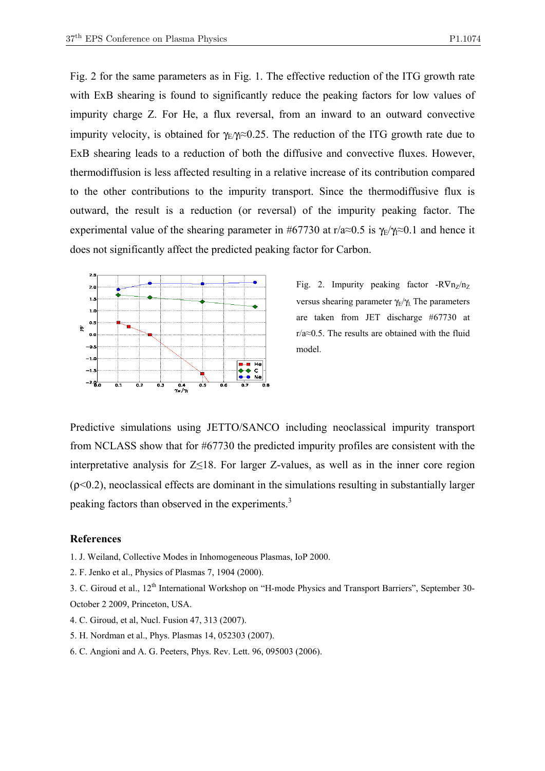Fig. 2 for the same parameters as in Fig. 1. The effective reduction of the ITG growth rate with ExB shearing is found to significantly reduce the peaking factors for low values of impurity charge Z. For He, a flux reversal, from an inward to an outward convective impurity velocity, is obtained for $\gamma_E/\gamma_l \approx 0.25$. The reduction of the ITG growth rate due to ExB shearing leads to a reduction of both the diffusive and convective fluxes. However, thermodiffusion is less affected resulting in a relative increase of its contribution compared to the other contributions to the impurity transport. Since the thermodiffusive flux is outward, the result is a reduction (or reversal) of the impurity peaking factor. The experimental value of the shearing parameter in #67730 at r/a≈0.5 is $\gamma_E/\gamma_l \approx 0.1$ and hence it does not significantly affect the predicted peaking factor for Carbon.

PF

2.5
2.0
1.5
1.0
0.5
0.0
−0.5
−1.0
−1.5
−2.0

0.0 0.1 0.2 0.3 0.4 0.5 0.6 0.7 0.8

$\gamma_E/\gamma_l$

He
C
Ne

Fig. 2. Impurity peaking factor $-R\nabla n_Z/n_Z$ versus shearing parameter $\gamma_E/\gamma_l$. The parameters are taken from JET discharge #67730 at r/a≈0.5. The results are obtained with the fluid model.

Predictive simulations using JETTO/SANCO including neoclassical impurity transport from NCLASS show that for #67730 the predicted impurity profiles are consistent with the interpretative analysis for Z≤18. For larger Z-values, as well as in the inner core region (ρ<0.2), neoclassical effects are dominant in the simulations resulting in substantially larger peaking factors than observed in the experiments.[3]

## References

1. J. Weiland, Collective Modes in Inhomogeneous Plasmas, IoP 2000.
2. F. Jenko et al., Physics of Plasmas 7, 1904 (2000).
3. C. Giroud et al., 12th International Workshop on "H-mode Physics and Transport Barriers", September 30-October 2 2009, Princeton, USA.
4. C. Giroud, et al, Nucl. Fusion 47, 313 (2007).
5. H. Nordman et al., Phys. Plasmas 14, 052303 (2007).
6. C. Angioni and A. G. Peeters, Phys. Rev. Lett. 96, 095003 (2006).